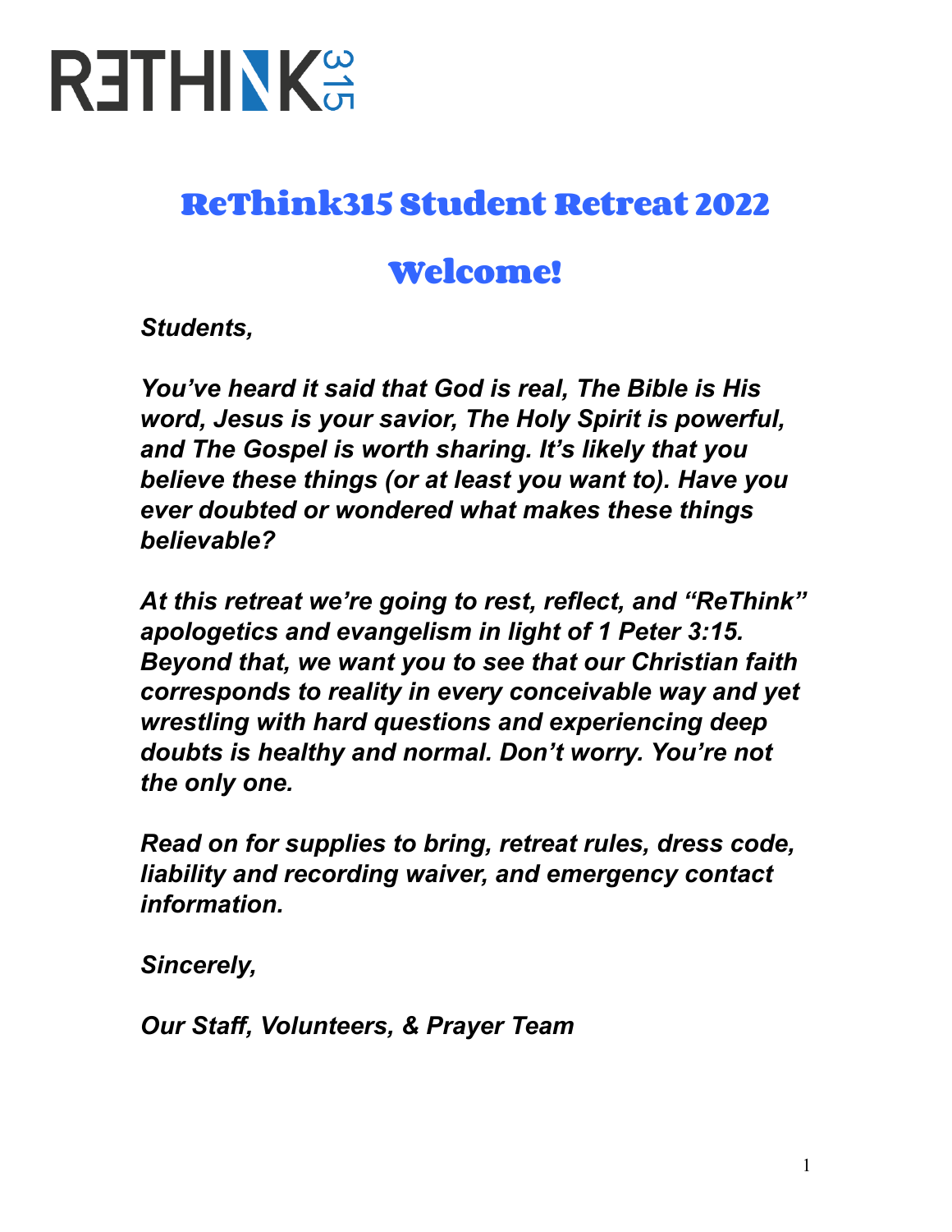# RETHINK315

## ReThink315 Student Retreat 2022

## Welcome!

***Students,***

***You've heard it said that God is real, The Bible is His word, Jesus is your savior, The Holy Spirit is powerful, and The Gospel is worth sharing. It's likely that you believe these things (or at least you want to). Have you ever doubted or wondered what makes these things believable?***

***At this retreat we're going to rest, reflect, and "ReThink" apologetics and evangelism in light of 1 Peter 3:15. Beyond that, we want you to see that our Christian faith corresponds to reality in every conceivable way and yet wrestling with hard questions and experiencing deep doubts is healthy and normal. Don't worry. You're not the only one.***

***Read on for supplies to bring, retreat rules, dress code, liability and recording waiver, and emergency contact information.***

***Sincerely,***

***Our Staff, Volunteers, & Prayer Team***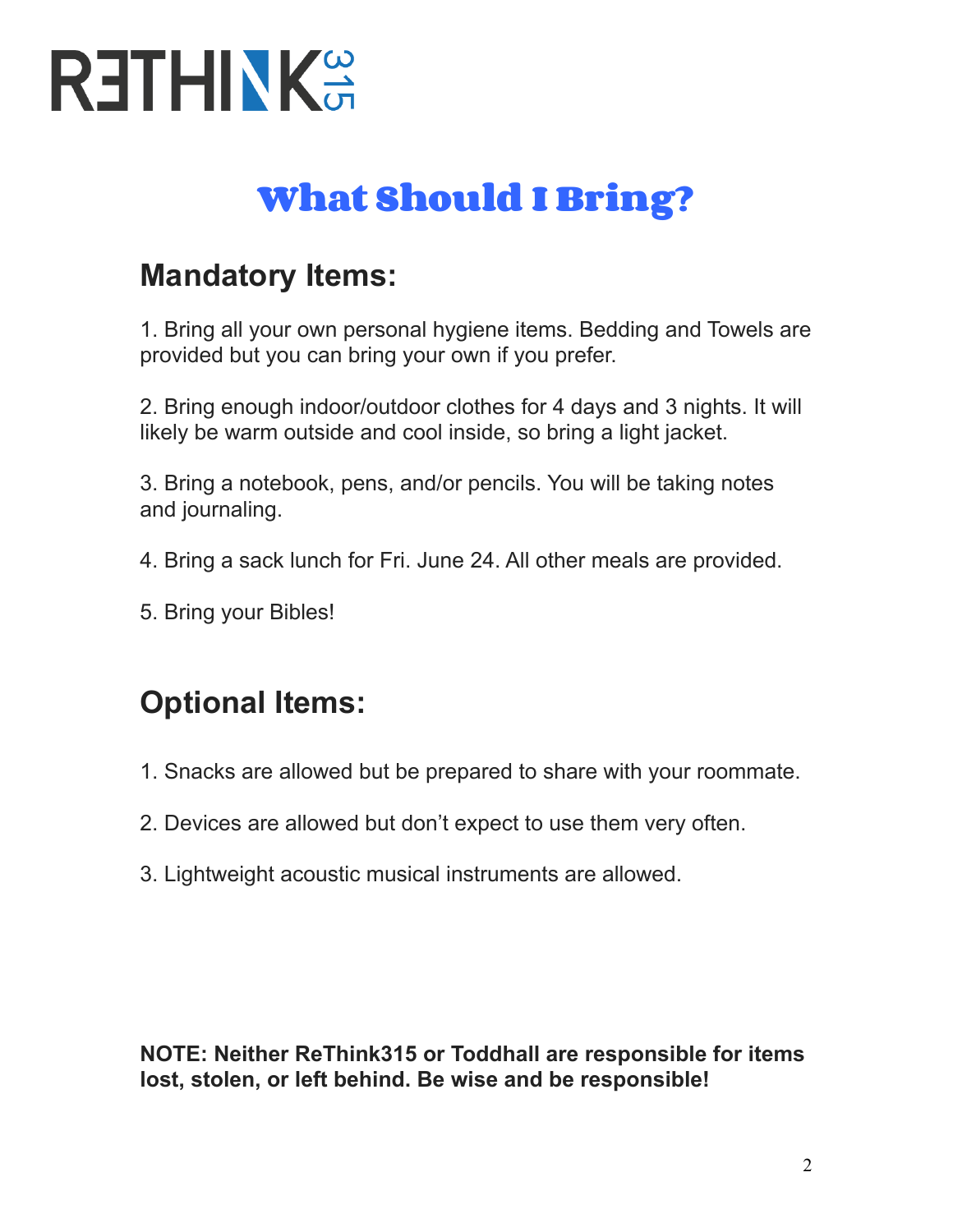RETHINK315

# What Should I Bring?

## Mandatory Items:

1. Bring all your own personal hygiene items. Bedding and Towels are provided but you can bring your own if you prefer.

2. Bring enough indoor/outdoor clothes for 4 days and 3 nights. It will likely be warm outside and cool inside, so bring a light jacket.

3. Bring a notebook, pens, and/or pencils. You will be taking notes and journaling.

4. Bring a sack lunch for Fri. June 24. All other meals are provided.

5. Bring your Bibles!

## Optional Items:

1. Snacks are allowed but be prepared to share with your roommate.

2. Devices are allowed but don't expect to use them very often.

3. Lightweight acoustic musical instruments are allowed.

**NOTE: Neither ReThink315 or Toddhall are responsible for items lost, stolen, or left behind. Be wise and be responsible!**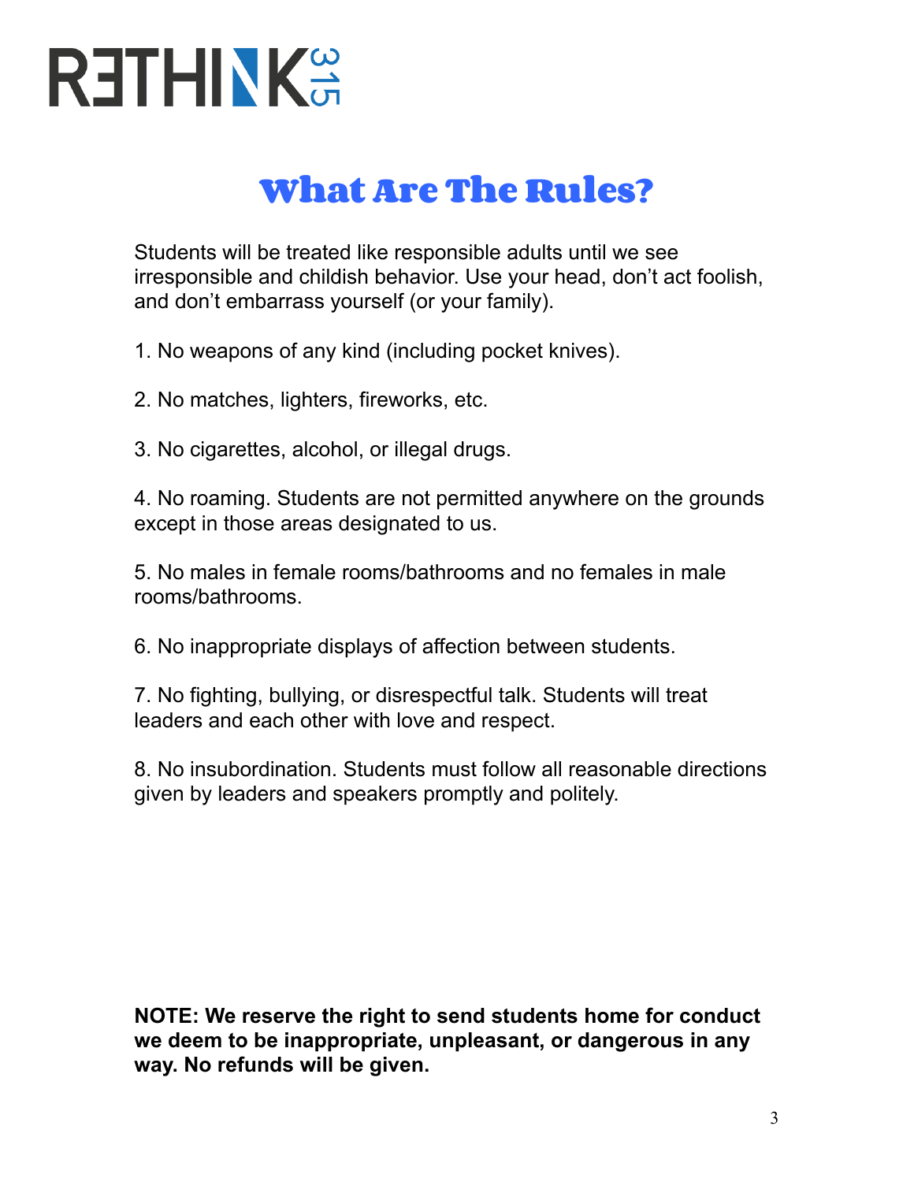# What Are The Rules?

Students will be treated like responsible adults until we see irresponsible and childish behavior. Use your head, don't act foolish, and don't embarrass yourself (or your family).

1. No weapons of any kind (including pocket knives).

2. No matches, lighters, fireworks, etc.

3. No cigarettes, alcohol, or illegal drugs.

4. No roaming. Students are not permitted anywhere on the grounds except in those areas designated to us.

5. No males in female rooms/bathrooms and no females in male rooms/bathrooms.

6. No inappropriate displays of affection between students.

7. No fighting, bullying, or disrespectful talk. Students will treat leaders and each other with love and respect.

8. No insubordination. Students must follow all reasonable directions given by leaders and speakers promptly and politely.

**NOTE: We reserve the right to send students home for conduct we deem to be inappropriate, unpleasant, or dangerous in any way. No refunds will be given.**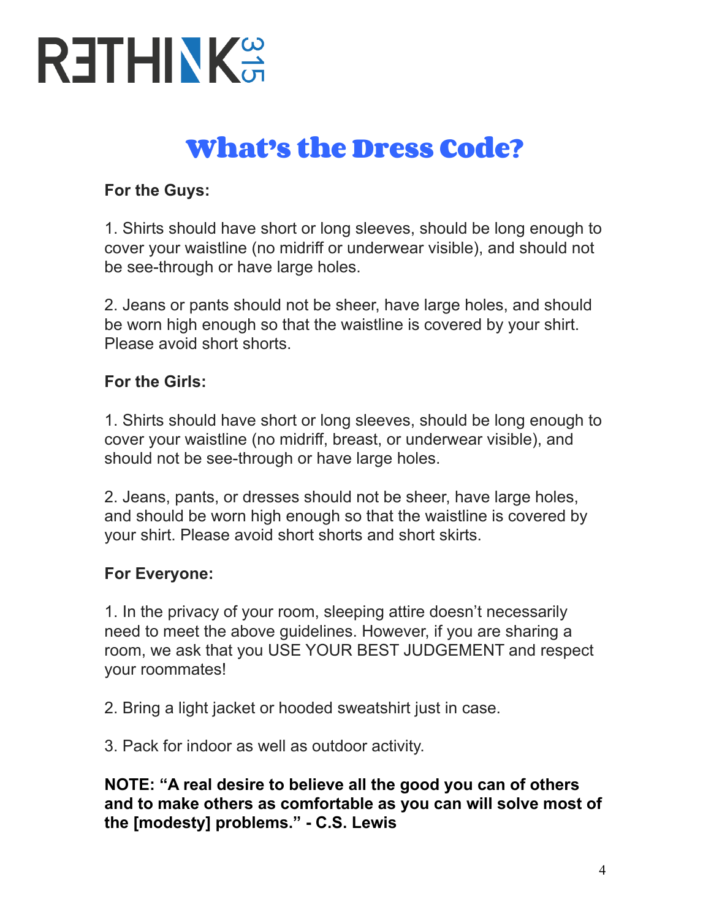# What's the Dress Code?

**For the Guys:**

1. Shirts should have short or long sleeves, should be long enough to cover your waistline (no midriff or underwear visible), and should not be see-through or have large holes.

2. Jeans or pants should not be sheer, have large holes, and should be worn high enough so that the waistline is covered by your shirt. Please avoid short shorts.

**For the Girls:**

1. Shirts should have short or long sleeves, should be long enough to cover your waistline (no midriff, breast, or underwear visible), and should not be see-through or have large holes.

2. Jeans, pants, or dresses should not be sheer, have large holes, and should be worn high enough so that the waistline is covered by your shirt. Please avoid short shorts and short skirts.

**For Everyone:**

1. In the privacy of your room, sleeping attire doesn't necessarily need to meet the above guidelines. However, if you are sharing a room, we ask that you USE YOUR BEST JUDGEMENT and respect your roommates!

2. Bring a light jacket or hooded sweatshirt just in case.

3. Pack for indoor as well as outdoor activity.

**NOTE: "A real desire to believe all the good you can of others and to make others as comfortable as you can will solve most of the [modesty] problems." - C.S. Lewis**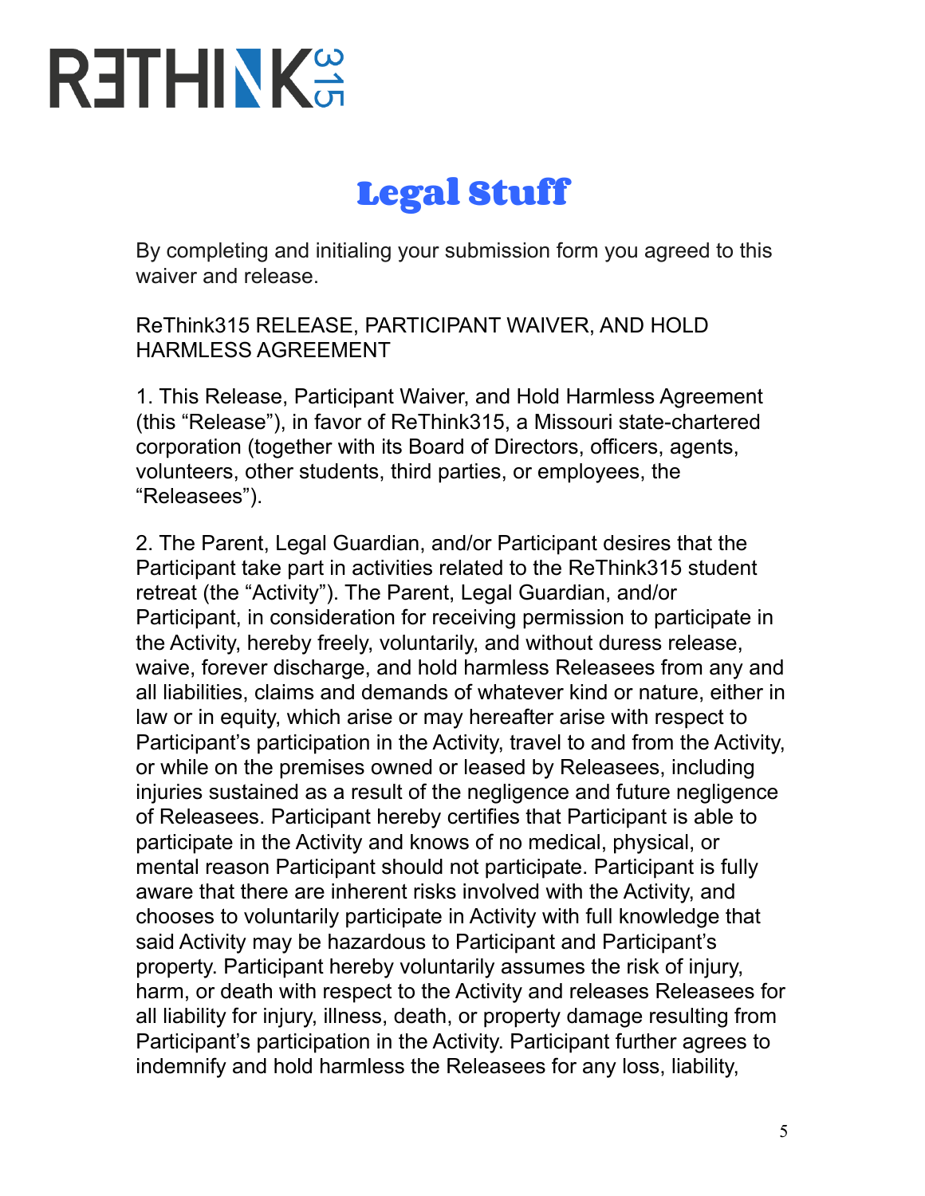# Legal Stuff

By completing and initialing your submission form you agreed to this waiver and release.

ReThink315 RELEASE, PARTICIPANT WAIVER, AND HOLD HARMLESS AGREEMENT

1. This Release, Participant Waiver, and Hold Harmless Agreement (this "Release"), in favor of ReThink315, a Missouri state-chartered corporation (together with its Board of Directors, officers, agents, volunteers, other students, third parties, or employees, the "Releasees").

2. The Parent, Legal Guardian, and/or Participant desires that the Participant take part in activities related to the ReThink315 student retreat (the "Activity"). The Parent, Legal Guardian, and/or Participant, in consideration for receiving permission to participate in the Activity, hereby freely, voluntarily, and without duress release, waive, forever discharge, and hold harmless Releasees from any and all liabilities, claims and demands of whatever kind or nature, either in law or in equity, which arise or may hereafter arise with respect to Participant's participation in the Activity, travel to and from the Activity, or while on the premises owned or leased by Releasees, including injuries sustained as a result of the negligence and future negligence of Releasees. Participant hereby certifies that Participant is able to participate in the Activity and knows of no medical, physical, or mental reason Participant should not participate. Participant is fully aware that there are inherent risks involved with the Activity, and chooses to voluntarily participate in Activity with full knowledge that said Activity may be hazardous to Participant and Participant's property. Participant hereby voluntarily assumes the risk of injury, harm, or death with respect to the Activity and releases Releasees for all liability for injury, illness, death, or property damage resulting from Participant's participation in the Activity. Participant further agrees to indemnify and hold harmless the Releasees for any loss, liability,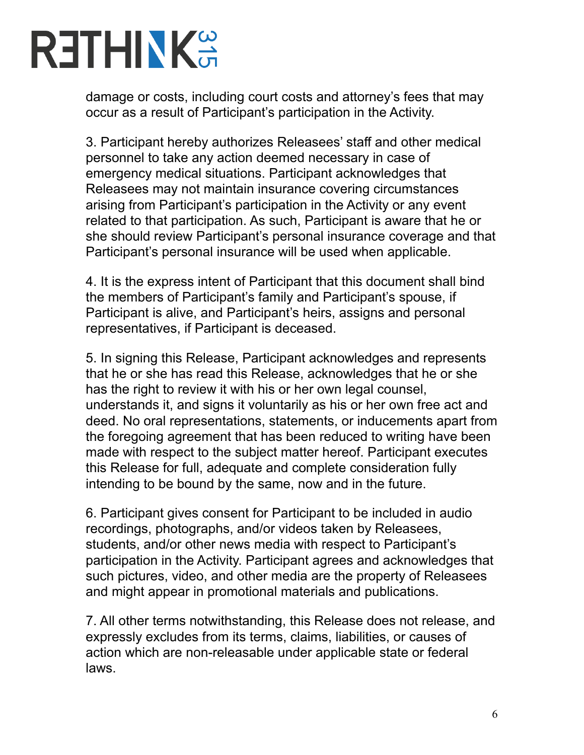damage or costs, including court costs and attorney's fees that may occur as a result of Participant's participation in the Activity.

3. Participant hereby authorizes Releasees' staff and other medical personnel to take any action deemed necessary in case of emergency medical situations. Participant acknowledges that Releasees may not maintain insurance covering circumstances arising from Participant's participation in the Activity or any event related to that participation. As such, Participant is aware that he or she should review Participant's personal insurance coverage and that Participant's personal insurance will be used when applicable.

4. It is the express intent of Participant that this document shall bind the members of Participant's family and Participant's spouse, if Participant is alive, and Participant's heirs, assigns and personal representatives, if Participant is deceased.

5. In signing this Release, Participant acknowledges and represents that he or she has read this Release, acknowledges that he or she has the right to review it with his or her own legal counsel, understands it, and signs it voluntarily as his or her own free act and deed. No oral representations, statements, or inducements apart from the foregoing agreement that has been reduced to writing have been made with respect to the subject matter hereof. Participant executes this Release for full, adequate and complete consideration fully intending to be bound by the same, now and in the future.

6. Participant gives consent for Participant to be included in audio recordings, photographs, and/or videos taken by Releasees, students, and/or other news media with respect to Participant's participation in the Activity. Participant agrees and acknowledges that such pictures, video, and other media are the property of Releasees and might appear in promotional materials and publications.

7. All other terms notwithstanding, this Release does not release, and expressly excludes from its terms, claims, liabilities, or causes of action which are non-releasable under applicable state or federal laws.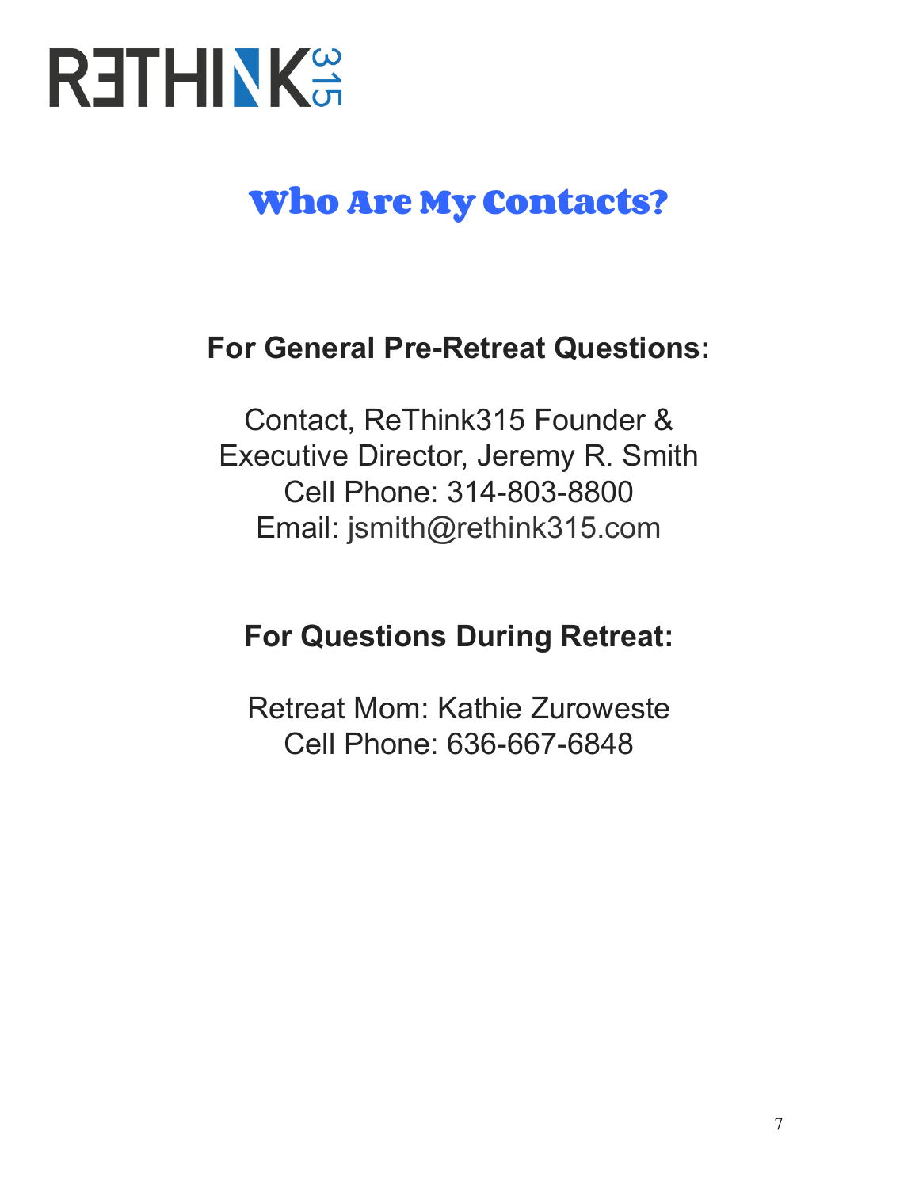RETHINK315

# Who Are My Contacts?

**For General Pre-Retreat Questions:**

Contact, ReThink315 Founder &
Executive Director, Jeremy R. Smith
Cell Phone: 314-803-8800
Email: jsmith@rethink315.com

**For Questions During Retreat:**

Retreat Mom: Kathie Zuroweste
Cell Phone: 636-667-6848